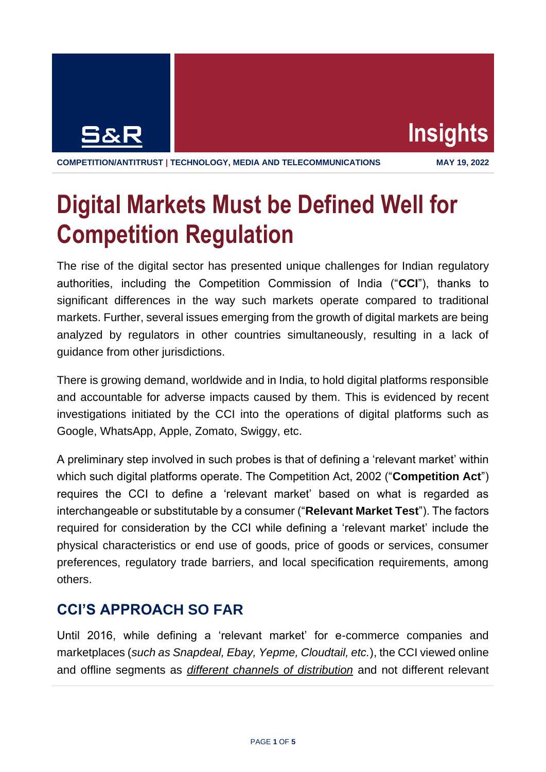S&R Insights

COMPETITION/ANTITRUST | TECHNOLOGY, MEDIA AND TELECOMMUNICATIONS

MAY 19, 2022

# Digital Markets Must be Defined Well for Competition Regulation

The rise of the digital sector has presented unique challenges for Indian regulatory authorities, including the Competition Commission of India ("**CCI**"), thanks to significant differences in the way such markets operate compared to traditional markets. Further, several issues emerging from the growth of digital markets are being analyzed by regulators in other countries simultaneously, resulting in a lack of guidance from other jurisdictions.

There is growing demand, worldwide and in India, to hold digital platforms responsible and accountable for adverse impacts caused by them. This is evidenced by recent investigations initiated by the CCI into the operations of digital platforms such as Google, WhatsApp, Apple, Zomato, Swiggy, etc.

A preliminary step involved in such probes is that of defining a 'relevant market' within which such digital platforms operate. The Competition Act, 2002 ("**Competition Act**") requires the CCI to define a 'relevant market' based on what is regarded as interchangeable or substitutable by a consumer ("**Relevant Market Test**"). The factors required for consideration by the CCI while defining a 'relevant market' include the physical characteristics or end use of goods, price of goods or services, consumer preferences, regulatory trade barriers, and local specification requirements, among others.

## CCI'S APPROACH SO FAR

Until 2016, while defining a 'relevant market' for e-commerce companies and marketplaces (*such as Snapdeal, Ebay, Yepme, Cloudtail, etc.*), the CCI viewed online and offline segments as *different channels of distribution* and not different relevant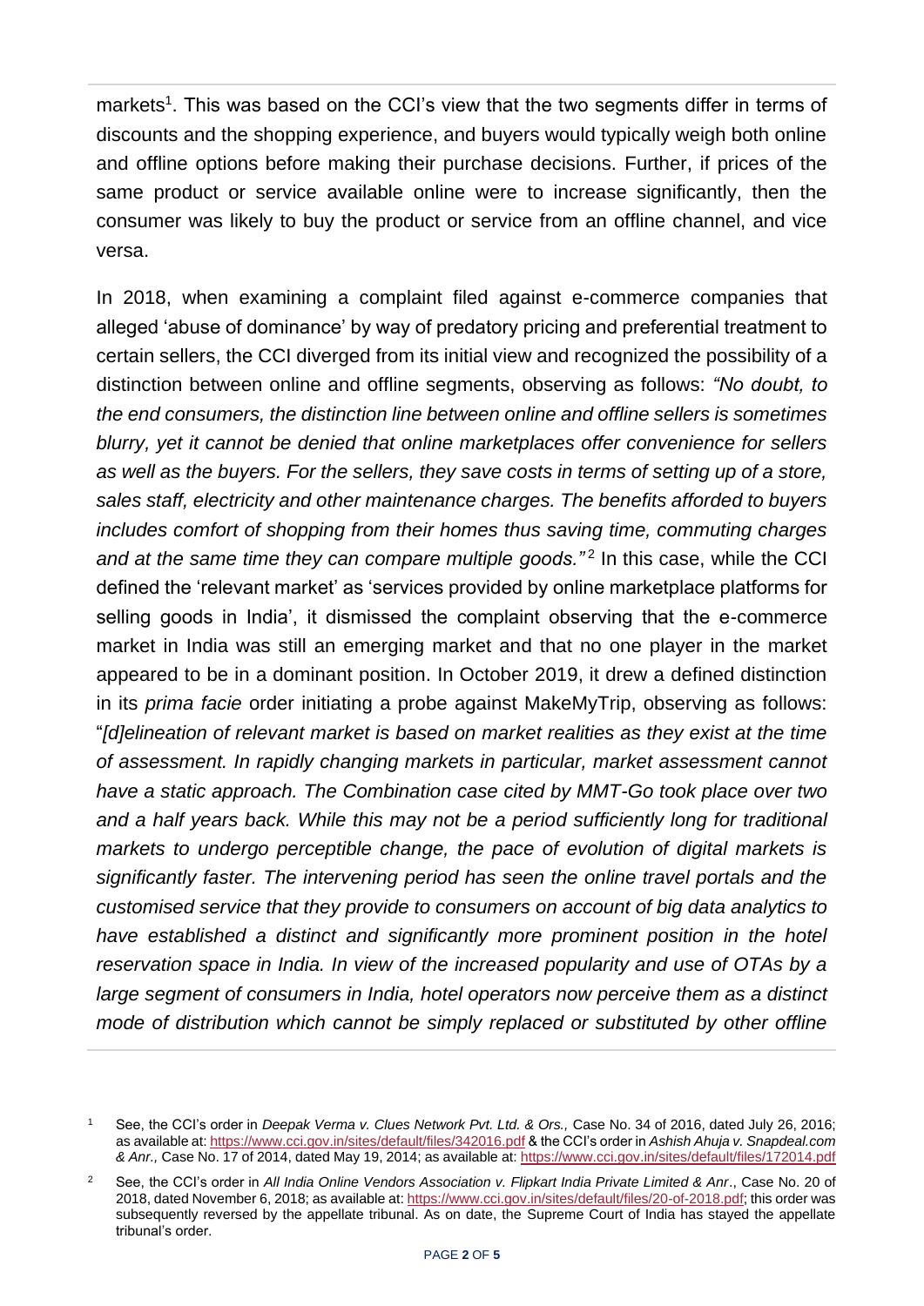markets[1]. This was based on the CCI's view that the two segments differ in terms of discounts and the shopping experience, and buyers would typically weigh both online and offline options before making their purchase decisions. Further, if prices of the same product or service available online were to increase significantly, then the consumer was likely to buy the product or service from an offline channel, and vice versa.

In 2018, when examining a complaint filed against e-commerce companies that alleged 'abuse of dominance' by way of predatory pricing and preferential treatment to certain sellers, the CCI diverged from its initial view and recognized the possibility of a distinction between online and offline segments, observing as follows: *"No doubt, to the end consumers, the distinction line between online and offline sellers is sometimes blurry, yet it cannot be denied that online marketplaces offer convenience for sellers as well as the buyers. For the sellers, they save costs in terms of setting up of a store, sales staff, electricity and other maintenance charges. The benefits afforded to buyers includes comfort of shopping from their homes thus saving time, commuting charges and at the same time they can compare multiple goods."*[2] In this case, while the CCI defined the 'relevant market' as 'services provided by online marketplace platforms for selling goods in India', it dismissed the complaint observing that the e-commerce market in India was still an emerging market and that no one player in the market appeared to be in a dominant position. In October 2019, it drew a defined distinction in its *prima facie* order initiating a probe against MakeMyTrip, observing as follows: "*[d]elineation of relevant market is based on market realities as they exist at the time of assessment. In rapidly changing markets in particular, market assessment cannot have a static approach. The Combination case cited by MMT-Go took place over two and a half years back. While this may not be a period sufficiently long for traditional markets to undergo perceptible change, the pace of evolution of digital markets is significantly faster. The intervening period has seen the online travel portals and the customised service that they provide to consumers on account of big data analytics to have established a distinct and significantly more prominent position in the hotel reservation space in India. In view of the increased popularity and use of OTAs by a large segment of consumers in India, hotel operators now perceive them as a distinct mode of distribution which cannot be simply replaced or substituted by other offline*

---

[1] See, the CCI's order in *Deepak Verma v. Clues Network Pvt. Ltd. & Ors.,* Case No. 34 of 2016, dated July 26, 2016; as available at: https://www.cci.gov.in/sites/default/files/342016.pdf & the CCI's order in *Ashish Ahuja v. Snapdeal.com & Anr.,* Case No. 17 of 2014, dated May 19, 2014; as available at: https://www.cci.gov.in/sites/default/files/172014.pdf

[2] See, the CCI's order in *All India Online Vendors Association v. Flipkart India Private Limited & Anr*., Case No. 20 of 2018, dated November 6, 2018; as available at: https://www.cci.gov.in/sites/default/files/20-of-2018.pdf; this order was subsequently reversed by the appellate tribunal. As on date, the Supreme Court of India has stayed the appellate tribunal's order.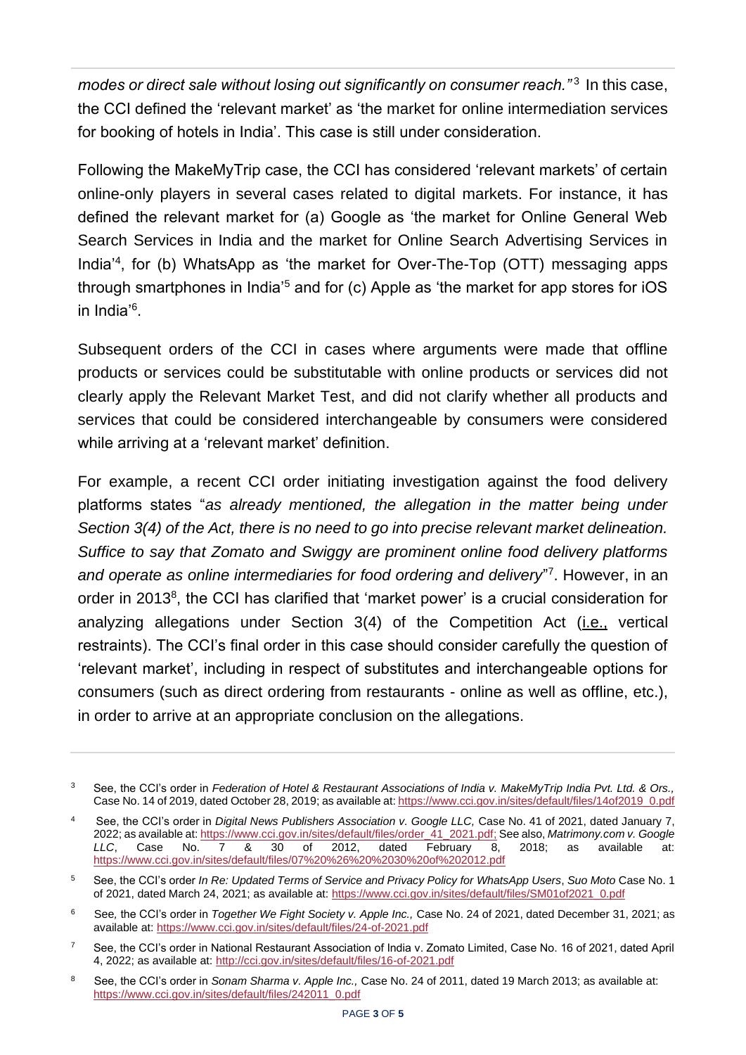*modes or direct sale without losing out significantly on consumer reach."*[3] In this case, the CCI defined the 'relevant market' as 'the market for online intermediation services for booking of hotels in India'. This case is still under consideration.

Following the MakeMyTrip case, the CCI has considered 'relevant markets' of certain online-only players in several cases related to digital markets. For instance, it has defined the relevant market for (a) Google as 'the market for Online General Web Search Services in India and the market for Online Search Advertising Services in India'[4], for (b) WhatsApp as 'the market for Over-The-Top (OTT) messaging apps through smartphones in India'[5] and for (c) Apple as 'the market for app stores for iOS in India'[6].

Subsequent orders of the CCI in cases where arguments were made that offline products or services could be substitutable with online products or services did not clearly apply the Relevant Market Test, and did not clarify whether all products and services that could be considered interchangeable by consumers were considered while arriving at a 'relevant market' definition.

For example, a recent CCI order initiating investigation against the food delivery platforms states "*as already mentioned, the allegation in the matter being under Section 3(4) of the Act, there is no need to go into precise relevant market delineation. Suffice to say that Zomato and Swiggy are prominent online food delivery platforms and operate as online intermediaries for food ordering and delivery*"[7]. However, in an order in 2013[8], the CCI has clarified that 'market power' is a crucial consideration for analyzing allegations under Section 3(4) of the Competition Act (i.e., vertical restraints). The CCI's final order in this case should consider carefully the question of 'relevant market', including in respect of substitutes and interchangeable options for consumers (such as direct ordering from restaurants - online as well as offline, etc.), in order to arrive at an appropriate conclusion on the allegations.

---

[3] See, the CCI's order in *Federation of Hotel & Restaurant Associations of India v. MakeMyTrip India Pvt. Ltd. & Ors.,* Case No. 14 of 2019, dated October 28, 2019; as available at: https://www.cci.gov.in/sites/default/files/14of2019_0.pdf

[4] See, the CCI's order in *Digital News Publishers Association v. Google LLC,* Case No. 41 of 2021, dated January 7, 2022; as available at: https://www.cci.gov.in/sites/default/files/order_41_2021.pdf; See also, *Matrimony.com v. Google LLC*, Case No. 7 & 30 of 2012, dated February 8, 2018; as available at: https://www.cci.gov.in/sites/default/files/07%20%26%20%2030%20of%202012.pdf

[5] See, the CCI's order *In Re: Updated Terms of Service and Privacy Policy for WhatsApp Users*, *Suo Moto* Case No. 1 of 2021, dated March 24, 2021; as available at: https://www.cci.gov.in/sites/default/files/SM01of2021_0.pdf

[6] See, the CCI's order in *Together We Fight Society v. Apple Inc.,* Case No. 24 of 2021, dated December 31, 2021; as available at: https://www.cci.gov.in/sites/default/files/24-of-2021.pdf

[7] See, the CCI's order in National Restaurant Association of India v. Zomato Limited, Case No. 16 of 2021, dated April 4, 2022; as available at: http://cci.gov.in/sites/default/files/16-of-2021.pdf

[8] See, the CCI's order in *Sonam Sharma v. Apple Inc.,* Case No. 24 of 2011, dated 19 March 2013; as available at: https://www.cci.gov.in/sites/default/files/242011_0.pdf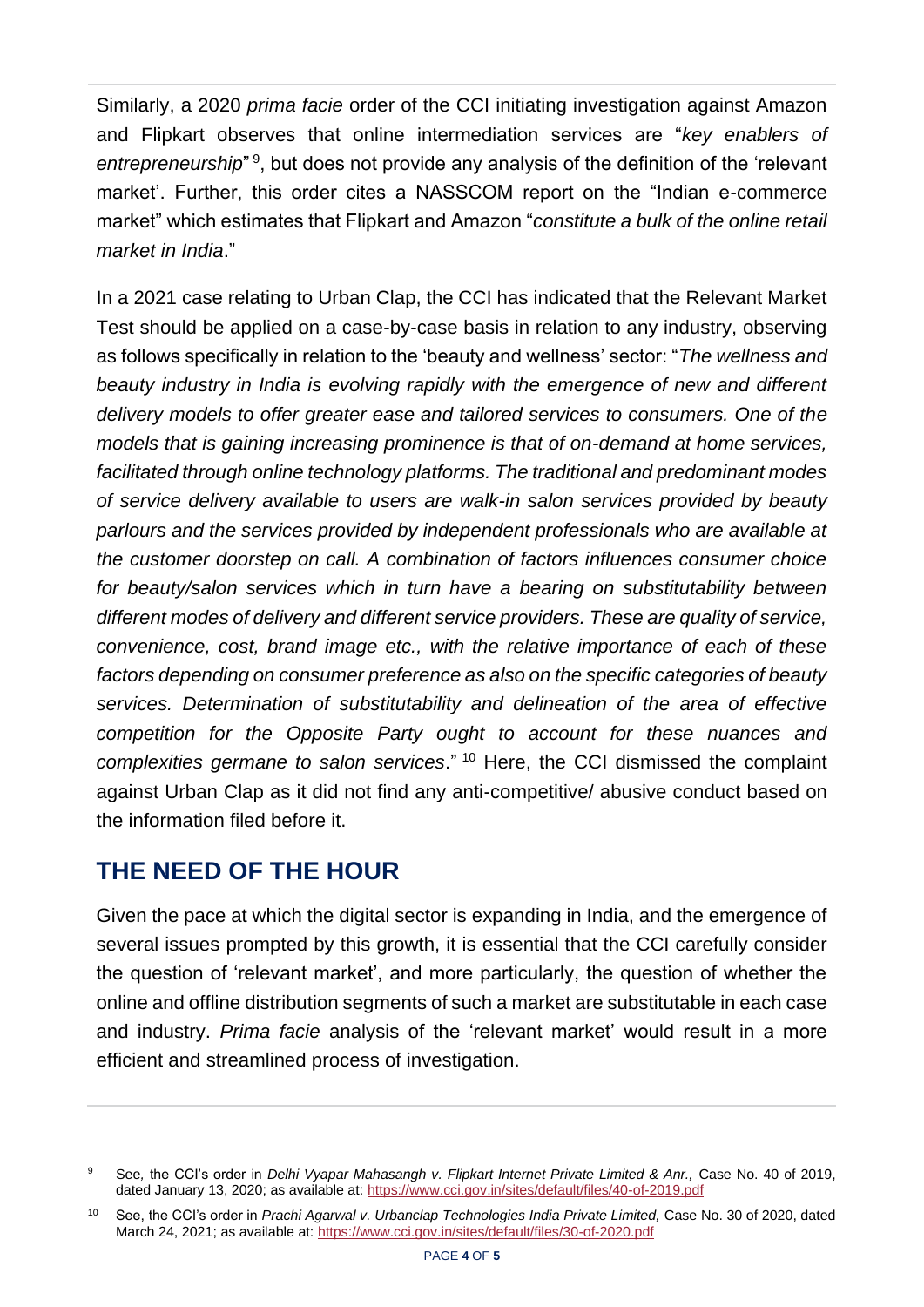Similarly, a 2020 *prima facie* order of the CCI initiating investigation against Amazon and Flipkart observes that online intermediation services are "*key enablers of entrepreneurship*" [9], but does not provide any analysis of the definition of the 'relevant market'. Further, this order cites a NASSCOM report on the "Indian e-commerce market" which estimates that Flipkart and Amazon "*constitute a bulk of the online retail market in India*."

In a 2021 case relating to Urban Clap, the CCI has indicated that the Relevant Market Test should be applied on a case-by-case basis in relation to any industry, observing as follows specifically in relation to the 'beauty and wellness' sector: "*The wellness and beauty industry in India is evolving rapidly with the emergence of new and different delivery models to offer greater ease and tailored services to consumers. One of the models that is gaining increasing prominence is that of on-demand at home services, facilitated through online technology platforms. The traditional and predominant modes of service delivery available to users are walk-in salon services provided by beauty parlours and the services provided by independent professionals who are available at the customer doorstep on call. A combination of factors influences consumer choice for beauty/salon services which in turn have a bearing on substitutability between different modes of delivery and different service providers. These are quality of service, convenience, cost, brand image etc., with the relative importance of each of these factors depending on consumer preference as also on the specific categories of beauty services. Determination of substitutability and delineation of the area of effective competition for the Opposite Party ought to account for these nuances and complexities germane to salon services*." [10] Here, the CCI dismissed the complaint against Urban Clap as it did not find any anti-competitive/ abusive conduct based on the information filed before it.

## THE NEED OF THE HOUR

Given the pace at which the digital sector is expanding in India, and the emergence of several issues prompted by this growth, it is essential that the CCI carefully consider the question of 'relevant market', and more particularly, the question of whether the online and offline distribution segments of such a market are substitutable in each case and industry. *Prima facie* analysis of the 'relevant market' would result in a more efficient and streamlined process of investigation.

---

[9] See*,* the CCI's order in *Delhi Vyapar Mahasangh v. Flipkart Internet Private Limited & Anr.,* Case No. 40 of 2019, dated January 13, 2020; as available at: https://www.cci.gov.in/sites/default/files/40-of-2019.pdf

[10] See, the CCI's order in *Prachi Agarwal v. Urbanclap Technologies India Private Limited,* Case No. 30 of 2020, dated March 24, 2021; as available at: https://www.cci.gov.in/sites/default/files/30-of-2020.pdf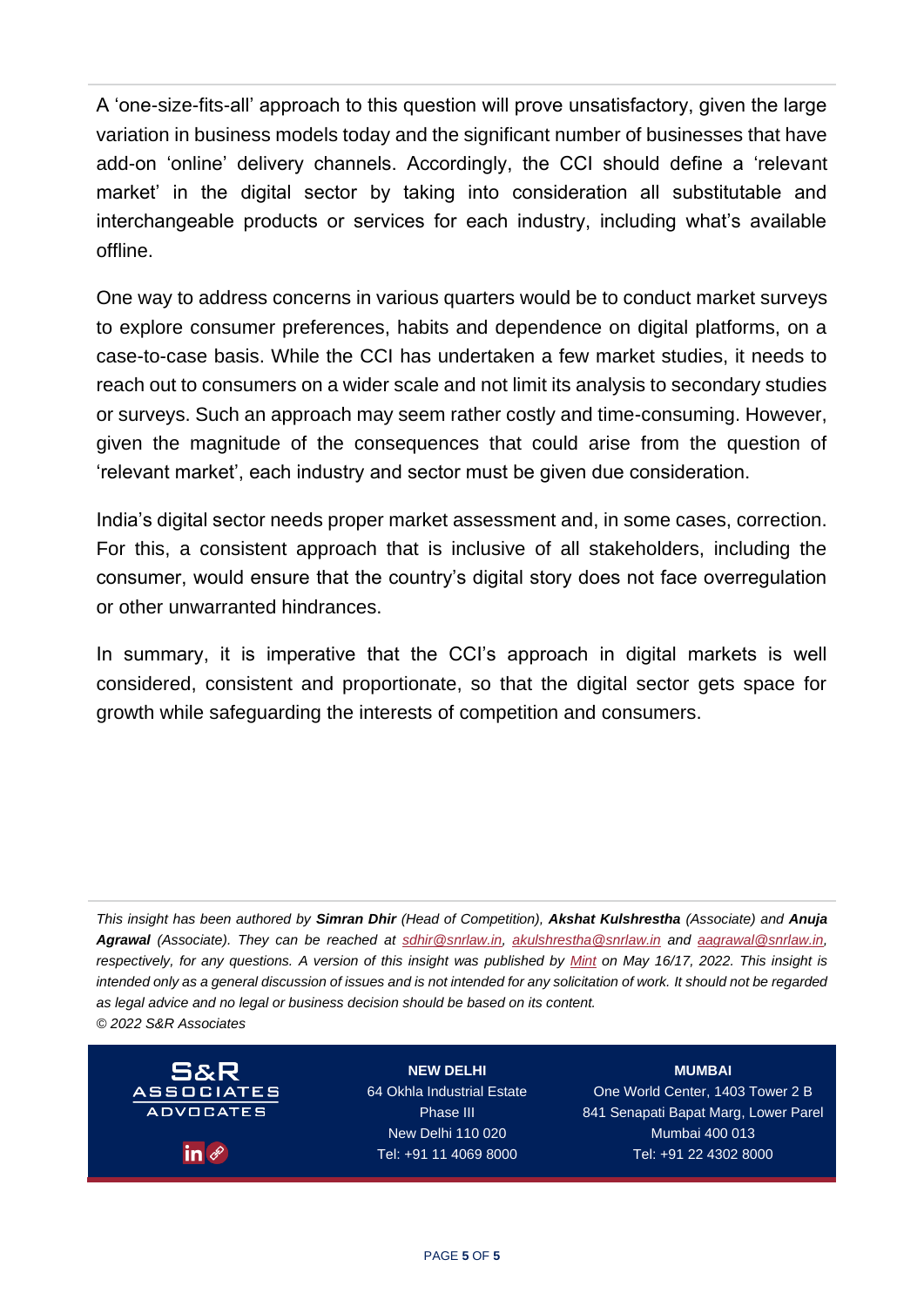A 'one-size-fits-all' approach to this question will prove unsatisfactory, given the large variation in business models today and the significant number of businesses that have add-on 'online' delivery channels. Accordingly, the CCI should define a 'relevant market' in the digital sector by taking into consideration all substitutable and interchangeable products or services for each industry, including what's available offline.

One way to address concerns in various quarters would be to conduct market surveys to explore consumer preferences, habits and dependence on digital platforms, on a case-to-case basis. While the CCI has undertaken a few market studies, it needs to reach out to consumers on a wider scale and not limit its analysis to secondary studies or surveys. Such an approach may seem rather costly and time-consuming. However, given the magnitude of the consequences that could arise from the question of 'relevant market', each industry and sector must be given due consideration.

India's digital sector needs proper market assessment and, in some cases, correction. For this, a consistent approach that is inclusive of all stakeholders, including the consumer, would ensure that the country's digital story does not face overregulation or other unwarranted hindrances.

In summary, it is imperative that the CCI's approach in digital markets is well considered, consistent and proportionate, so that the digital sector gets space for growth while safeguarding the interests of competition and consumers.

---

*This insight has been authored by **Simran Dhir** (Head of Competition), **Akshat Kulshrestha** (Associate) and **Anuja Agrawal** (Associate). They can be reached at sdhir@snrlaw.in, akulshrestha@snrlaw.in and aagrawal@snrlaw.in, respectively, for any questions. A version of this insight was published by Mint on May 16/17, 2022. This insight is intended only as a general discussion of issues and is not intended for any solicitation of work. It should not be regarded as legal advice and no legal or business decision should be based on its content.*
*© 2022 S&R Associates*

S&R ASSOCIATES ADVOCATES

**NEW DELHI**
64 Okhla Industrial Estate
Phase III
New Delhi 110 020
Tel: +91 11 4069 8000

**MUMBAI**
One World Center, 1403 Tower 2 B
841 Senapati Bapat Marg, Lower Parel
Mumbai 400 013
Tel: +91 22 4302 8000